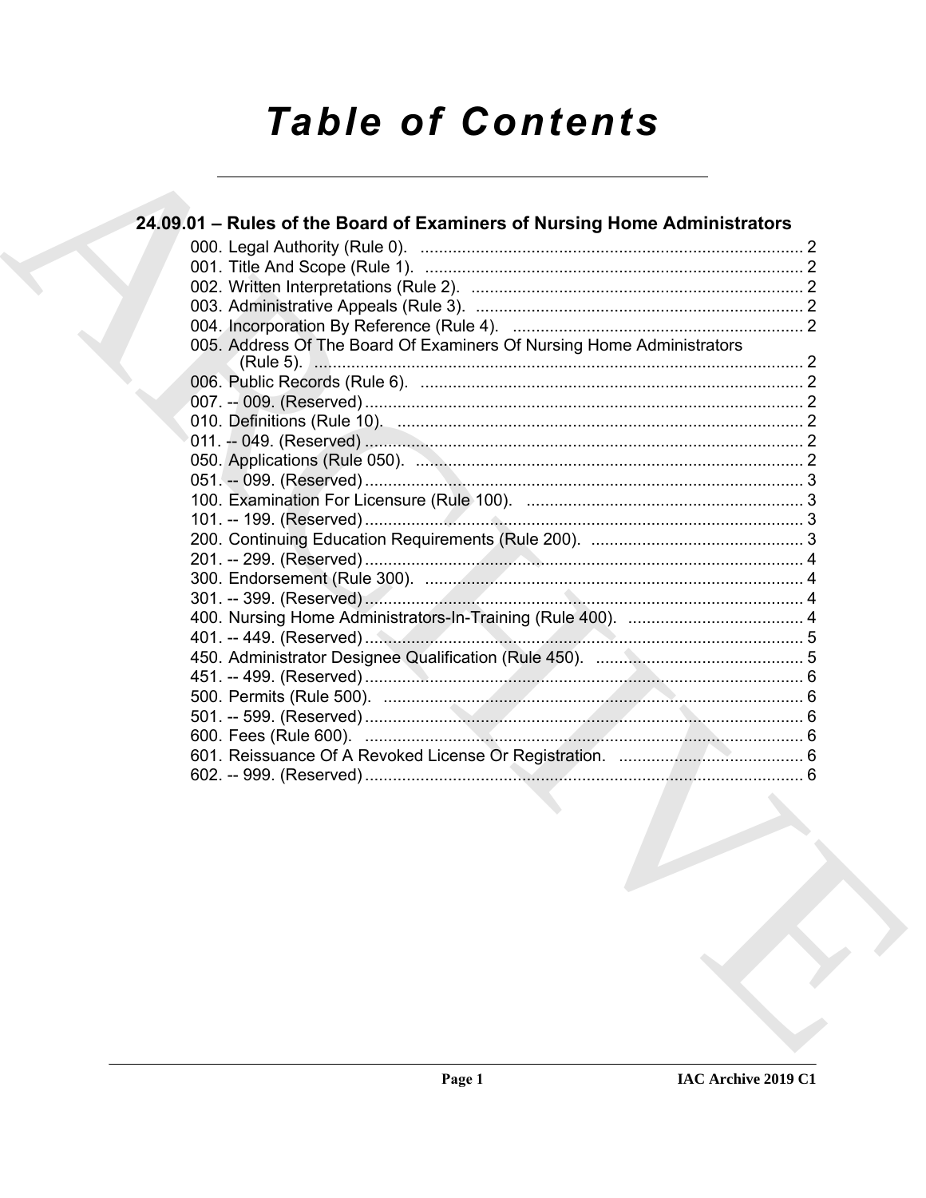# Table of Contents

## 24.09.01 – Rules of the Board of Examiners of Nursing Home Administrators

000. Legal Authority (Rule 0). .......... 2
001. Title And Scope (Rule 1). .......... 2
002. Written Interpretations (Rule 2). .......... 2
003. Administrative Appeals (Rule 3). .......... 2
004. Incorporation By Reference (Rule 4). .......... 2
005. Address Of The Board Of Examiners Of Nursing Home Administrators (Rule 5). .......... 2
006. Public Records (Rule 6). .......... 2
007. -- 009. (Reserved) .......... 2
010. Definitions (Rule 10). .......... 2
011. -- 049. (Reserved) .......... 2
050. Applications (Rule 050). .......... 2
051. -- 099. (Reserved) .......... 3
100. Examination For Licensure (Rule 100). .......... 3
101. -- 199. (Reserved) .......... 3
200. Continuing Education Requirements (Rule 200). .......... 3
201. -- 299. (Reserved) .......... 4
300. Endorsement (Rule 300). .......... 4
301. -- 399. (Reserved) .......... 4
400. Nursing Home Administrators-In-Training (Rule 400). .......... 4
401. -- 449. (Reserved) .......... 5
450. Administrator Designee Qualification (Rule 450). .......... 5
451. -- 499. (Reserved) .......... 6
500. Permits (Rule 500). .......... 6
501. -- 599. (Reserved) .......... 6
600. Fees (Rule 600). .......... 6
601. Reissuance Of A Revoked License Or Registration. .......... 6
602. -- 999. (Reserved) .......... 6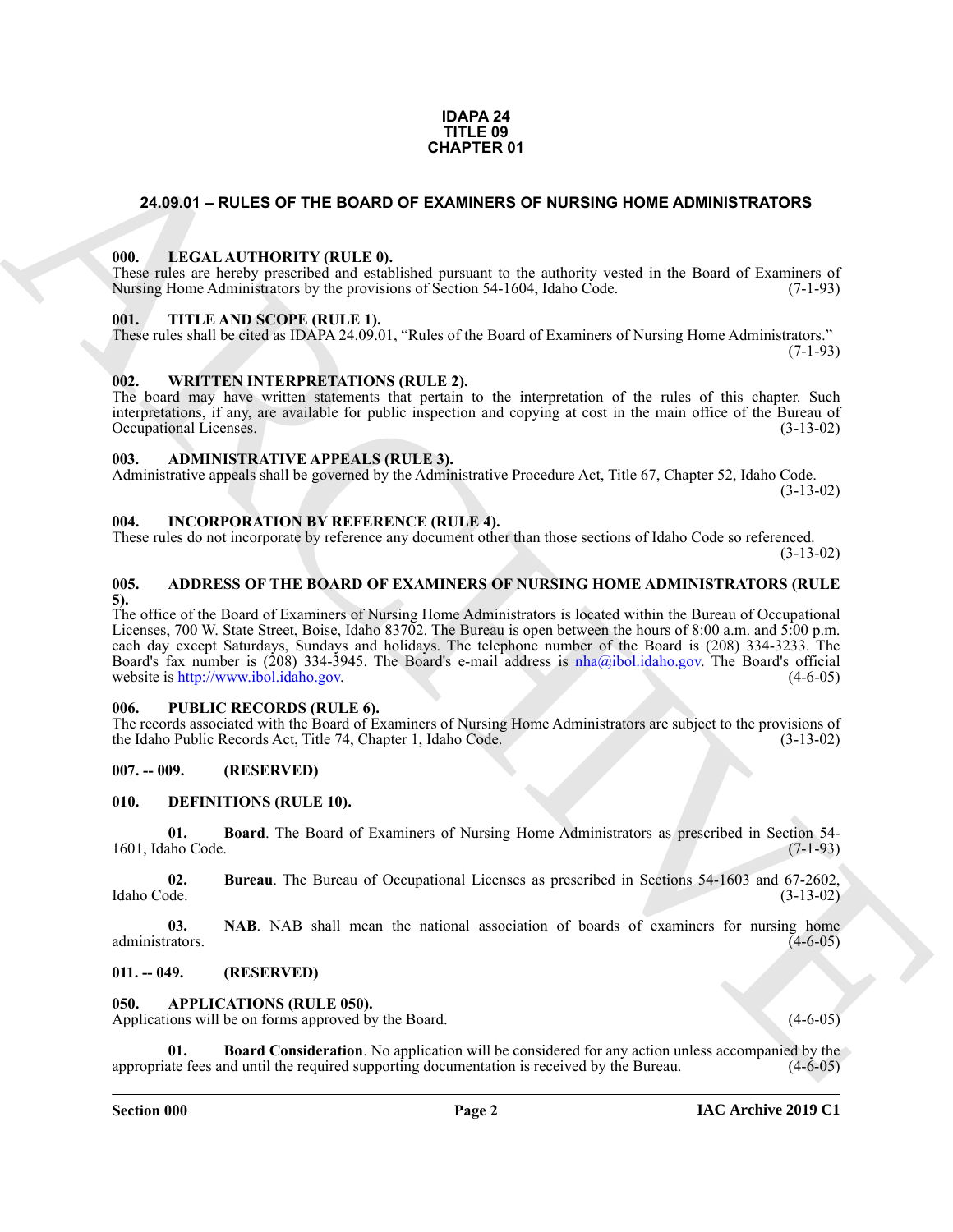**IDAPA 24**
**TITLE 09**
**CHAPTER 01**

# 24.09.01 – RULES OF THE BOARD OF EXAMINERS OF NURSING HOME ADMINISTRATORS

## 000. LEGAL AUTHORITY (RULE 0).

These rules are hereby prescribed and established pursuant to the authority vested in the Board of Examiners of Nursing Home Administrators by the provisions of Section 54-1604, Idaho Code. (7-1-93)

## 001. TITLE AND SCOPE (RULE 1).

These rules shall be cited as IDAPA 24.09.01, "Rules of the Board of Examiners of Nursing Home Administrators." (7-1-93)

## 002. WRITTEN INTERPRETATIONS (RULE 2).

The board may have written statements that pertain to the interpretation of the rules of this chapter. Such interpretations, if any, are available for public inspection and copying at cost in the main office of the Bureau of Occupational Licenses. (3-13-02)

## 003. ADMINISTRATIVE APPEALS (RULE 3).

Administrative appeals shall be governed by the Administrative Procedure Act, Title 67, Chapter 52, Idaho Code. (3-13-02)

## 004. INCORPORATION BY REFERENCE (RULE 4).

These rules do not incorporate by reference any document other than those sections of Idaho Code so referenced. (3-13-02)

## 005. ADDRESS OF THE BOARD OF EXAMINERS OF NURSING HOME ADMINISTRATORS (RULE 5).

The office of the Board of Examiners of Nursing Home Administrators is located within the Bureau of Occupational Licenses, 700 W. State Street, Boise, Idaho 83702. The Bureau is open between the hours of 8:00 a.m. and 5:00 p.m. each day except Saturdays, Sundays and holidays. The telephone number of the Board is (208) 334-3233. The Board's fax number is (208) 334-3945. The Board's e-mail address is nha@ibol.idaho.gov. The Board's official website is http://www.ibol.idaho.gov. (4-6-05)

## 006. PUBLIC RECORDS (RULE 6).

The records associated with the Board of Examiners of Nursing Home Administrators are subject to the provisions of the Idaho Public Records Act, Title 74, Chapter 1, Idaho Code. (3-13-02)

## 007. -- 009. (RESERVED)

## 010. DEFINITIONS (RULE 10).

**01. Board**. The Board of Examiners of Nursing Home Administrators as prescribed in Section 54-1601, Idaho Code. (7-1-93)

**02. Bureau**. The Bureau of Occupational Licenses as prescribed in Sections 54-1603 and 67-2602, Idaho Code. (3-13-02)

**03. NAB**. NAB shall mean the national association of boards of examiners for nursing home administrators. (4-6-05)

## 011. -- 049. (RESERVED)

## 050. APPLICATIONS (RULE 050).

Applications will be on forms approved by the Board. (4-6-05)

**01. Board Consideration**. No application will be considered for any action unless accompanied by the appropriate fees and until the required supporting documentation is received by the Bureau. (4-6-05)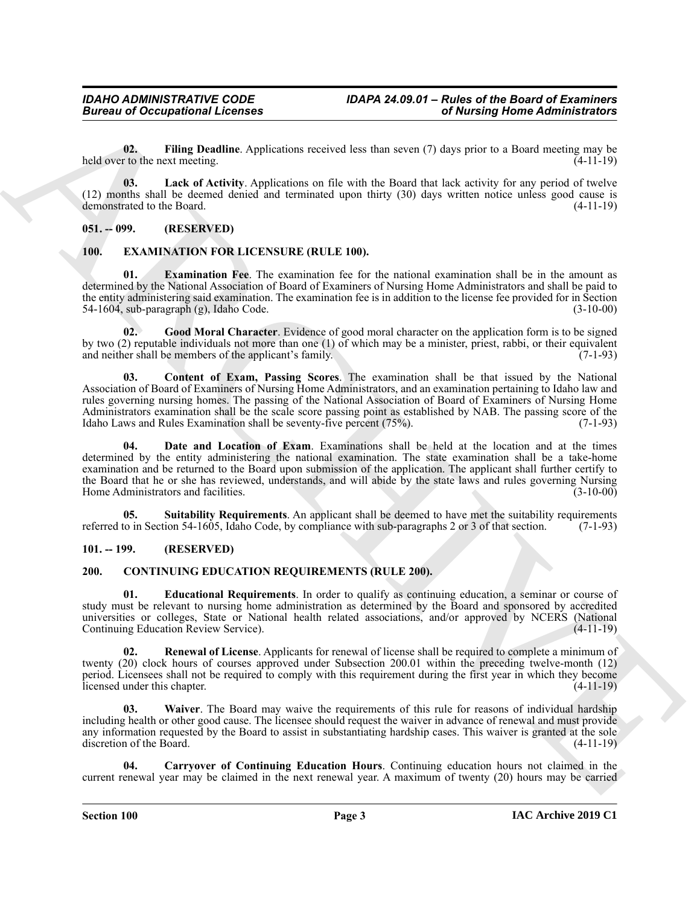**02. Filing Deadline**. Applications received less than seven (7) days prior to a Board meeting may be held over to the next meeting. (4-11-19)

**03. Lack of Activity**. Applications on file with the Board that lack activity for any period of twelve (12) months shall be deemed denied and terminated upon thirty (30) days written notice unless good cause is demonstrated to the Board. (4-11-19)

## 051. -- 099. (RESERVED)

## 100. EXAMINATION FOR LICENSURE (RULE 100).

**01. Examination Fee**. The examination fee for the national examination shall be in the amount as determined by the National Association of Board of Examiners of Nursing Home Administrators and shall be paid to the entity administering said examination. The examination fee is in addition to the license fee provided for in Section 54-1604, sub-paragraph (g), Idaho Code. (3-10-00)

**02. Good Moral Character**. Evidence of good moral character on the application form is to be signed by two (2) reputable individuals not more than one (1) of which may be a minister, priest, rabbi, or their equivalent and neither shall be members of the applicant's family. (7-1-93)

**03. Content of Exam, Passing Scores**. The examination shall be that issued by the National Association of Board of Examiners of Nursing Home Administrators, and an examination pertaining to Idaho law and rules governing nursing homes. The passing of the National Association of Board of Examiners of Nursing Home Administrators examination shall be the scale score passing point as established by NAB. The passing score of the Idaho Laws and Rules Examination shall be seventy-five percent (75%). (7-1-93)

**04. Date and Location of Exam**. Examinations shall be held at the location and at the times determined by the entity administering the national examination. The state examination shall be a take-home examination and be returned to the Board upon submission of the application. The applicant shall further certify to the Board that he or she has reviewed, understands, and will abide by the state laws and rules governing Nursing Home Administrators and facilities. (3-10-00)

**05. Suitability Requirements**. An applicant shall be deemed to have met the suitability requirements referred to in Section 54-1605, Idaho Code, by compliance with sub-paragraphs 2 or 3 of that section. (7-1-93)

## 101. -- 199. (RESERVED)

## 200. CONTINUING EDUCATION REQUIREMENTS (RULE 200).

**01. Educational Requirements**. In order to qualify as continuing education, a seminar or course of study must be relevant to nursing home administration as determined by the Board and sponsored by accredited universities or colleges, State or National health related associations, and/or approved by NCERS (National Continuing Education Review Service). (4-11-19)

**02. Renewal of License**. Applicants for renewal of license shall be required to complete a minimum of twenty (20) clock hours of courses approved under Subsection 200.01 within the preceding twelve-month (12) period. Licensees shall not be required to comply with this requirement during the first year in which they become licensed under this chapter. (4-11-19)

**03. Waiver**. The Board may waive the requirements of this rule for reasons of individual hardship including health or other good cause. The licensee should request the waiver in advance of renewal and must provide any information requested by the Board to assist in substantiating hardship cases. This waiver is granted at the sole discretion of the Board. (4-11-19)

**04. Carryover of Continuing Education Hours**. Continuing education hours not claimed in the current renewal year may be claimed in the next renewal year. A maximum of twenty (20) hours may be carried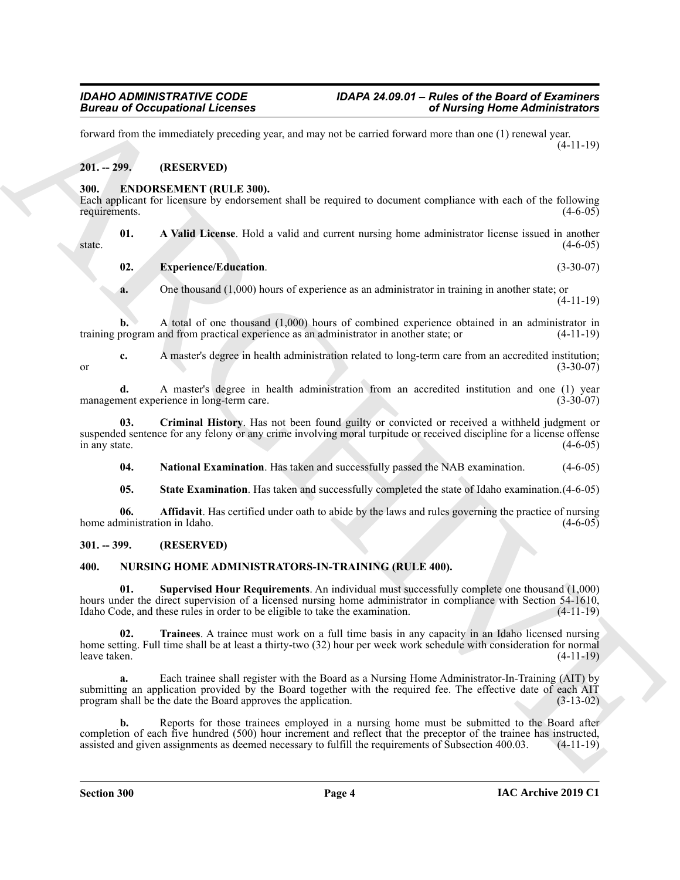forward from the immediately preceding year, and may not be carried forward more than one (1) renewal year. (4-11-19)

## 201. -- 299. (RESERVED)

## 300. ENDORSEMENT (RULE 300).

Each applicant for licensure by endorsement shall be required to document compliance with each of the following requirements. (4-6-05)

**01. A Valid License**. Hold a valid and current nursing home administrator license issued in another state. (4-6-05)

**02. Experience/Education**. (3-30-07)

**a.** One thousand (1,000) hours of experience as an administrator in training in another state; or (4-11-19)

**b.** A total of one thousand (1,000) hours of combined experience obtained in an administrator in training program and from practical experience as an administrator in another state; or (4-11-19)

**c.** A master's degree in health administration related to long-term care from an accredited institution; or (3-30-07)

**d.** A master's degree in health administration from an accredited institution and one (1) year management experience in long-term care. (3-30-07)

**03. Criminal History**. Has not been found guilty or convicted or received a withheld judgment or suspended sentence for any felony or any crime involving moral turpitude or received discipline for a license offense in any state. (4-6-05)

**04. National Examination**. Has taken and successfully passed the NAB examination. (4-6-05)

**05. State Examination**. Has taken and successfully completed the state of Idaho examination. (4-6-05)

**06. Affidavit**. Has certified under oath to abide by the laws and rules governing the practice of nursing home administration in Idaho. (4-6-05)

## 301. -- 399. (RESERVED)

## 400. NURSING HOME ADMINISTRATORS-IN-TRAINING (RULE 400).

**01. Supervised Hour Requirements**. An individual must successfully complete one thousand (1,000) hours under the direct supervision of a licensed nursing home administrator in compliance with Section 54-1610, Idaho Code, and these rules in order to be eligible to take the examination. (4-11-19)

**02. Trainees**. A trainee must work on a full time basis in any capacity in an Idaho licensed nursing home setting. Full time shall be at least a thirty-two (32) hour per week work schedule with consideration for normal leave taken. (4-11-19)

**a.** Each trainee shall register with the Board as a Nursing Home Administrator-In-Training (AIT) by submitting an application provided by the Board together with the required fee. The effective date of each AIT program shall be the date the Board approves the application. (3-13-02)

**b.** Reports for those trainees employed in a nursing home must be submitted to the Board after completion of each five hundred (500) hour increment and reflect that the preceptor of the trainee has instructed, assisted and given assignments as deemed necessary to fulfill the requirements of Subsection 400.03. (4-11-19)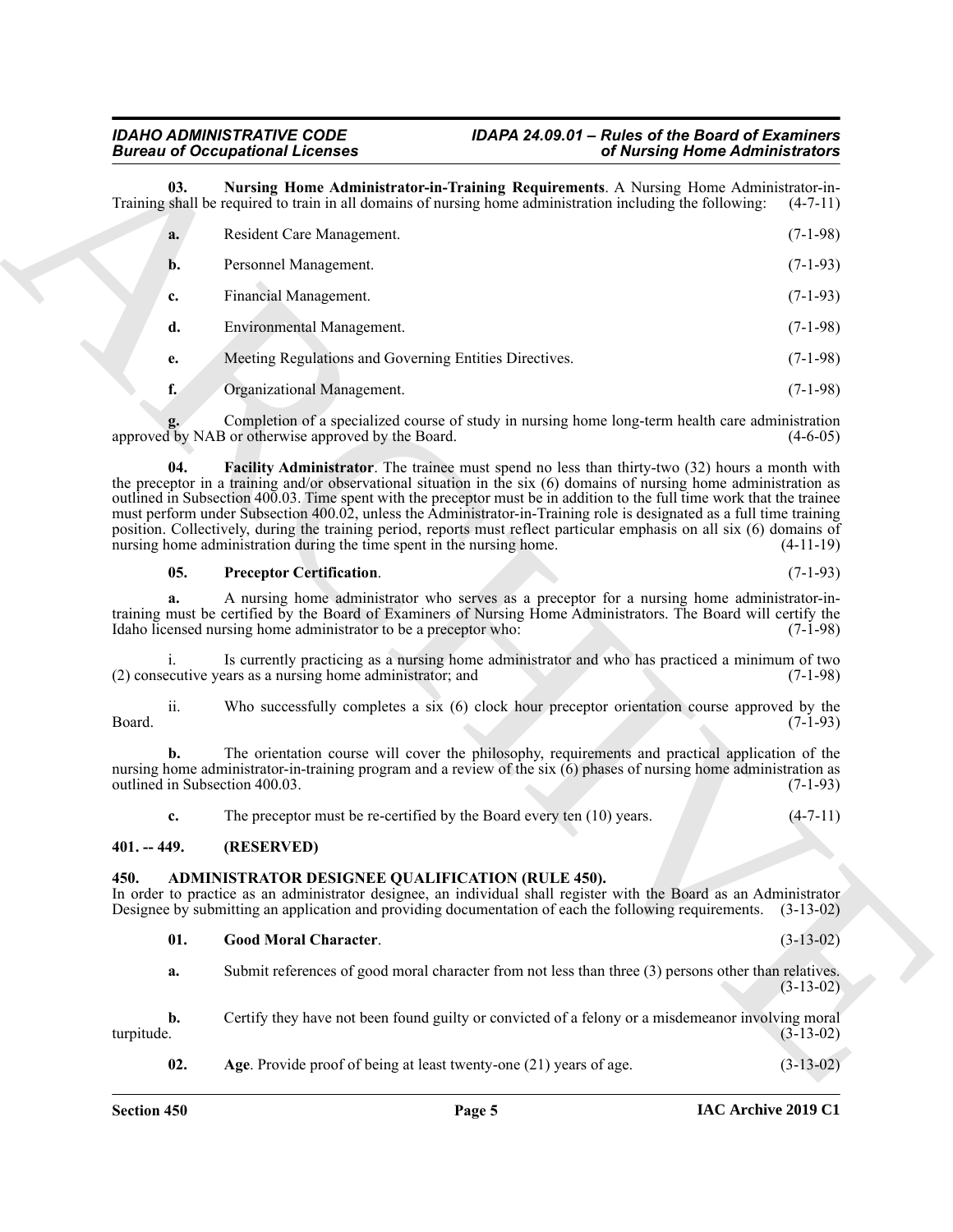**03. Nursing Home Administrator-in-Training Requirements**. A Nursing Home Administrator-in-Training shall be required to train in all domains of nursing home administration including the following: (4-7-11)

**a.** Resident Care Management. (7-1-98)

**b.** Personnel Management. (7-1-93)

**c.** Financial Management. (7-1-93)

**d.** Environmental Management. (7-1-98)

**e.** Meeting Regulations and Governing Entities Directives. (7-1-98)

**f.** Organizational Management. (7-1-98)

**g.** Completion of a specialized course of study in nursing home long-term health care administration approved by NAB or otherwise approved by the Board. (4-6-05)

**04. Facility Administrator**. The trainee must spend no less than thirty-two (32) hours a month with the preceptor in a training and/or observational situation in the six (6) domains of nursing home administration as outlined in Subsection 400.03. Time spent with the preceptor must be in addition to the full time work that the trainee must perform under Subsection 400.02, unless the Administrator-in-Training role is designated as a full time training position. Collectively, during the training period, reports must reflect particular emphasis on all six (6) domains of nursing home administration during the time spent in the nursing home. (4-11-19)

**05. Preceptor Certification**. (7-1-93)

**a.** A nursing home administrator who serves as a preceptor for a nursing home administrator-in-training must be certified by the Board of Examiners of Nursing Home Administrators. The Board will certify the Idaho licensed nursing home administrator to be a preceptor who: (7-1-98)

i. Is currently practicing as a nursing home administrator and who has practiced a minimum of two (2) consecutive years as a nursing home administrator; and (7-1-98)

ii. Who successfully completes a six (6) clock hour preceptor orientation course approved by the Board. (7-1-93)

**b.** The orientation course will cover the philosophy, requirements and practical application of the nursing home administrator-in-training program and a review of the six (6) phases of nursing home administration as outlined in Subsection 400.03. (7-1-93)

**c.** The preceptor must be re-certified by the Board every ten (10) years. (4-7-11)

## 401. -- 449. (RESERVED)

## 450. ADMINISTRATOR DESIGNEE QUALIFICATION (RULE 450).

In order to practice as an administrator designee, an individual shall register with the Board as an Administrator Designee by submitting an application and providing documentation of each the following requirements. (3-13-02)

**01. Good Moral Character**. (3-13-02)

**a.** Submit references of good moral character from not less than three (3) persons other than relatives. (3-13-02)

**b.** Certify they have not been found guilty or convicted of a felony or a misdemeanor involving moral turpitude. (3-13-02)

**02. Age**. Provide proof of being at least twenty-one (21) years of age. (3-13-02)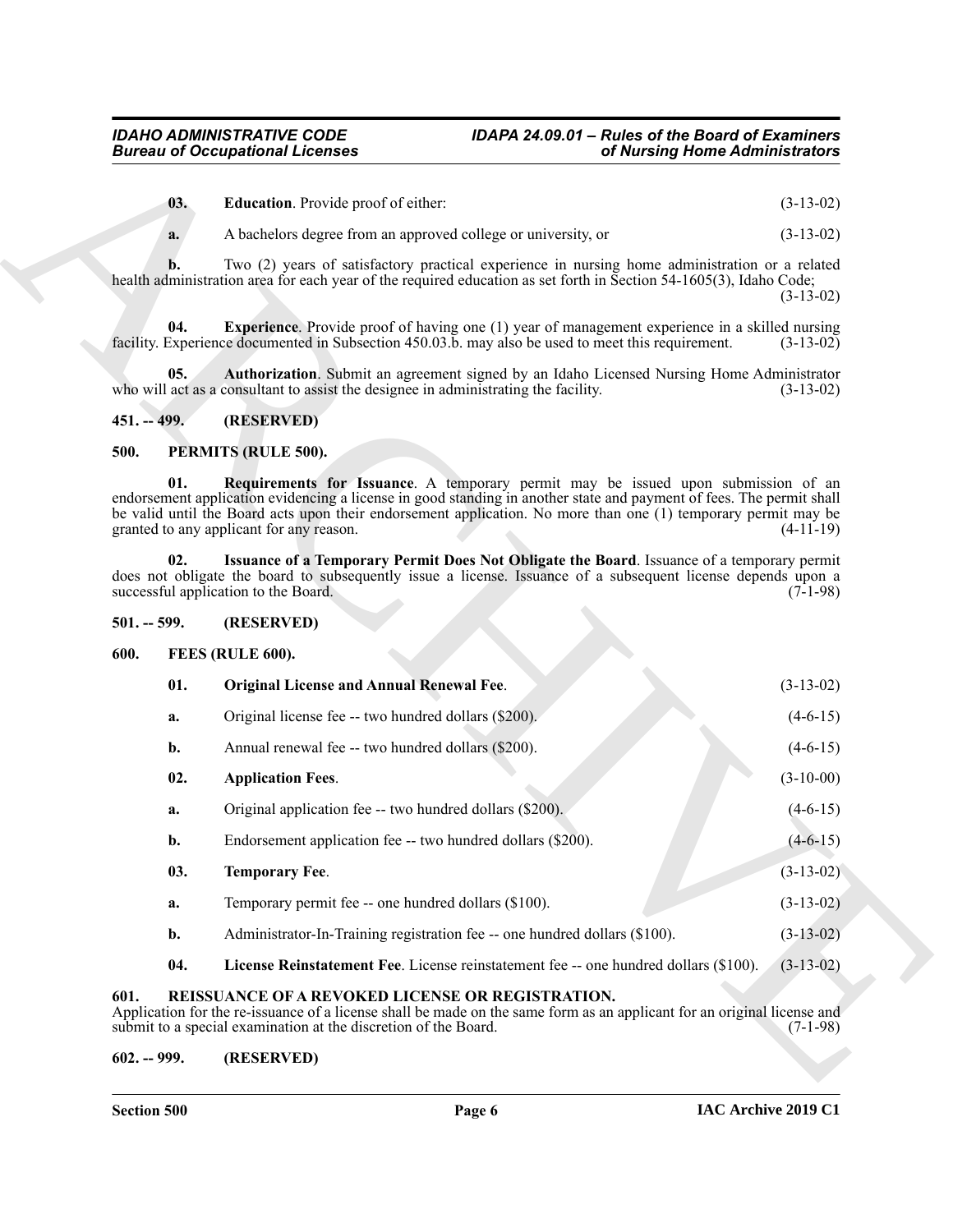**03. Education**. Provide proof of either: (3-13-02)

**a.** A bachelors degree from an approved college or university, or (3-13-02)

**b.** Two (2) years of satisfactory practical experience in nursing home administration or a related health administration area for each year of the required education as set forth in Section 54-1605(3), Idaho Code; (3-13-02)

**04. Experience**. Provide proof of having one (1) year of management experience in a skilled nursing facility. Experience documented in Subsection 450.03.b. may also be used to meet this requirement. (3-13-02)

**05. Authorization**. Submit an agreement signed by an Idaho Licensed Nursing Home Administrator who will act as a consultant to assist the designee in administrating the facility. (3-13-02)

## 451. -- 499. (RESERVED)

## 500. PERMITS (RULE 500).

**01. Requirements for Issuance**. A temporary permit may be issued upon submission of an endorsement application evidencing a license in good standing in another state and payment of fees. The permit shall be valid until the Board acts upon their endorsement application. No more than one (1) temporary permit may be granted to any applicant for any reason. (4-11-19)

**02. Issuance of a Temporary Permit Does Not Obligate the Board**. Issuance of a temporary permit does not obligate the board to subsequently issue a license. Issuance of a subsequent license depends upon a successful application to the Board. (7-1-98)

## 501. -- 599. (RESERVED)

## 600. FEES (RULE 600).

**01. Original License and Annual Renewal Fee**. (3-13-02)

**a.** Original license fee -- two hundred dollars ($200). (4-6-15)

**b.** Annual renewal fee -- two hundred dollars ($200). (4-6-15)

**02. Application Fees**. (3-10-00)

**a.** Original application fee -- two hundred dollars ($200). (4-6-15)

**b.** Endorsement application fee -- two hundred dollars ($200). (4-6-15)

**03. Temporary Fee**. (3-13-02)

**a.** Temporary permit fee -- one hundred dollars ($100). (3-13-02)

**b.** Administrator-In-Training registration fee -- one hundred dollars ($100). (3-13-02)

**04. License Reinstatement Fee**. License reinstatement fee -- one hundred dollars ($100). (3-13-02)

## 601. REISSUANCE OF A REVOKED LICENSE OR REGISTRATION.

Application for the re-issuance of a license shall be made on the same form as an applicant for an original license and submit to a special examination at the discretion of the Board. (7-1-98)

## 602. -- 999. (RESERVED)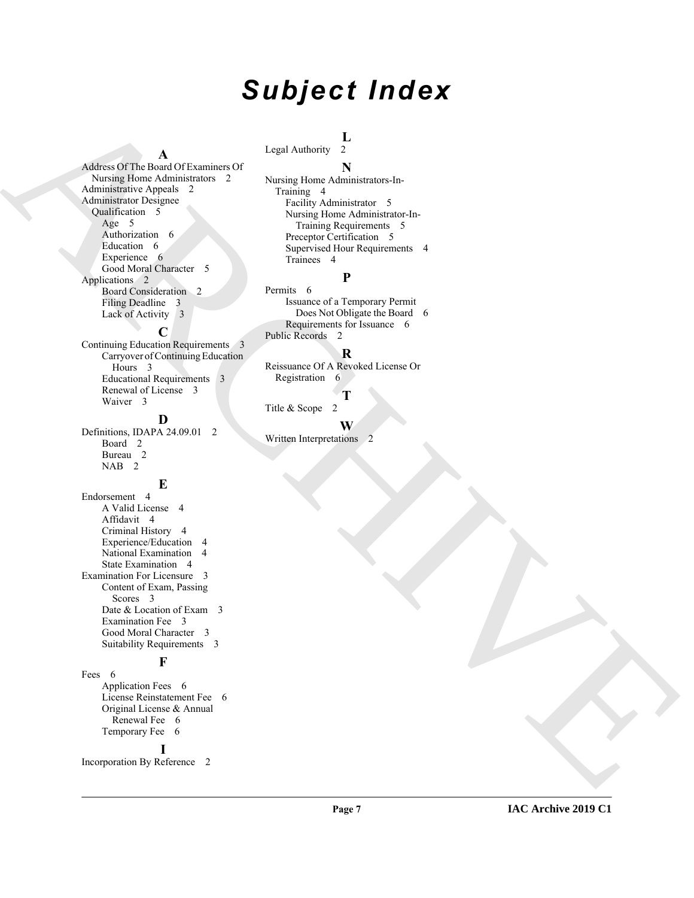# Subject Index

**A**

Address Of The Board Of Examiners Of Nursing Home Administrators 2
Administrative Appeals 2
Administrator Designee Qualification 5
- Age 5
- Authorization 6
- Education 6
- Experience 6
- Good Moral Character 5

Applications 2
- Board Consideration 2
- Filing Deadline 3
- Lack of Activity 3

**C**

Continuing Education Requirements 3
- Carryover of Continuing Education Hours 3
- Educational Requirements 3
- Renewal of License 3
- Waiver 3

**D**

Definitions, IDAPA 24.09.01 2
- Board 2
- Bureau 2
- NAB 2

**E**

Endorsement 4
- A Valid License 4
- Affidavit 4
- Criminal History 4
- Experience/Education 4
- National Examination 4
- State Examination 4

Examination For Licensure 3
- Content of Exam, Passing Scores 3
- Date & Location of Exam 3
- Examination Fee 3
- Good Moral Character 3
- Suitability Requirements 3

**F**

Fees 6
- Application Fees 6
- License Reinstatement Fee 6
- Original License & Annual Renewal Fee 6
- Temporary Fee 6

**I**

Incorporation By Reference 2

**L**

Legal Authority 2

**N**

Nursing Home Administrators-In-Training 4
- Facility Administrator 5
- Nursing Home Administrator-In-Training Requirements 5
- Preceptor Certification 5
- Supervised Hour Requirements 4
- Trainees 4

**P**

Permits 6
- Issuance of a Temporary Permit Does Not Obligate the Board 6
- Requirements for Issuance 6

Public Records 2

**R**

Reissuance Of A Revoked License Or Registration 6

**T**

Title & Scope 2

**W**

Written Interpretations 2